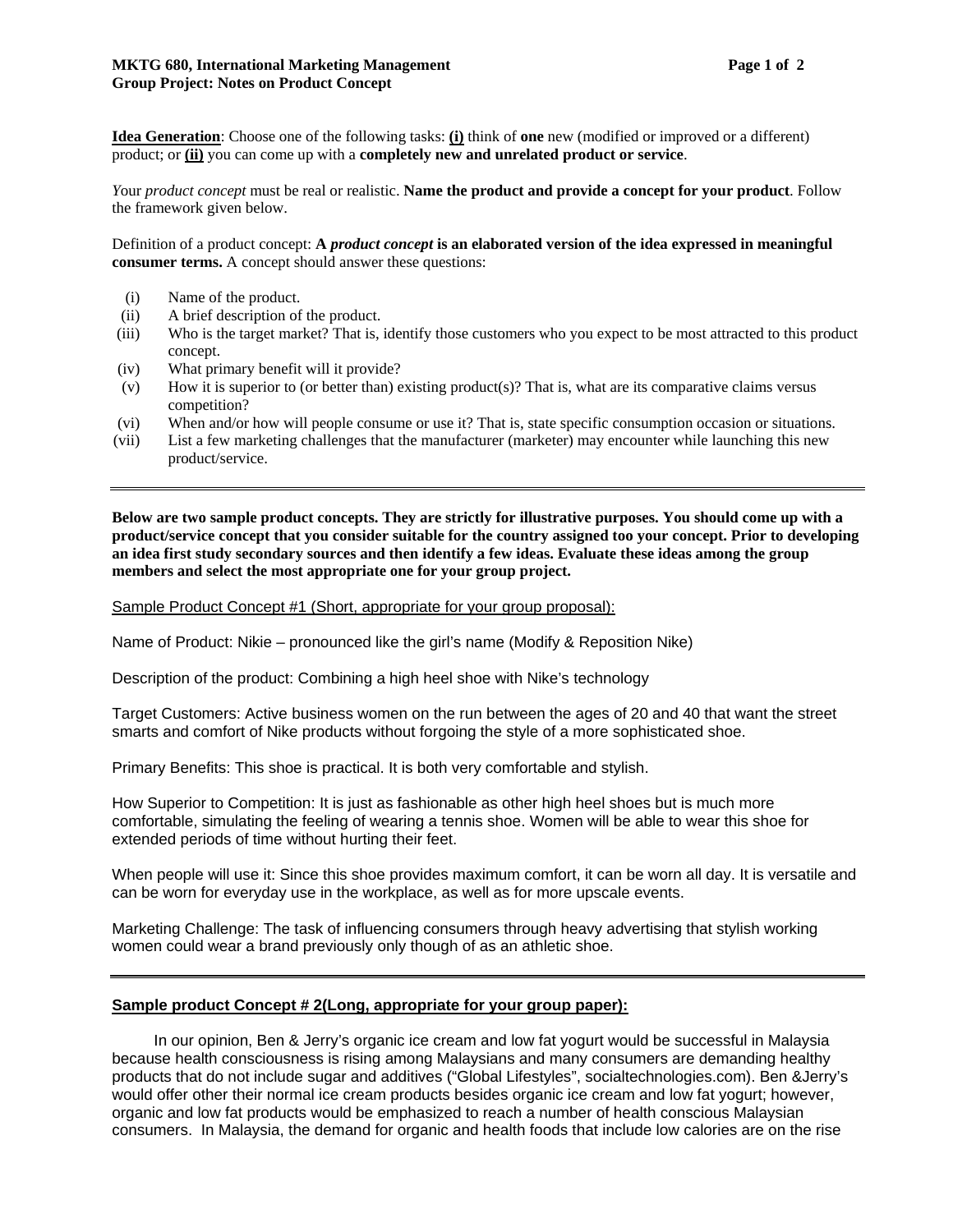**MKTG 680, International Marketing Management**
**Group Project: Notes on Product Concept**

**Idea Generation**: Choose one of the following tasks: **(i)** think of **one** new (modified or improved or a different) product; or **(ii)** you can come up with a **completely new and unrelated product or service**.

Your *product concept* must be real or realistic. **Name the product and provide a concept for your product**. Follow the framework given below.

Definition of a product concept: **A** ***product concept*** **is an elaborated version of the idea expressed in meaningful consumer terms.** A concept should answer these questions:

- (i) Name of the product.
- (ii) A brief description of the product.
- (iii) Who is the target market? That is, identify those customers who you expect to be most attracted to this product concept.
- (iv) What primary benefit will it provide?
- (v) How it is superior to (or better than) existing product(s)? That is, what are its comparative claims versus competition?
- (vi) When and/or how will people consume or use it? That is, state specific consumption occasion or situations.
- (vii) List a few marketing challenges that the manufacturer (marketer) may encounter while launching this new product/service.

---

**Below are two sample product concepts. They are strictly for illustrative purposes. You should come up with a product/service concept that you consider suitable for the country assigned too your concept. Prior to developing an idea first study secondary sources and then identify a few ideas. Evaluate these ideas among the group members and select the most appropriate one for your group project.**

Sample Product Concept #1 (Short, appropriate for your group proposal):

Name of Product: Nikie – pronounced like the girl's name (Modify & Reposition Nike)

Description of the product: Combining a high heel shoe with Nike's technology

Target Customers: Active business women on the run between the ages of 20 and 40 that want the street smarts and comfort of Nike products without forgoing the style of a more sophisticated shoe.

Primary Benefits: This shoe is practical. It is both very comfortable and stylish.

How Superior to Competition: It is just as fashionable as other high heel shoes but is much more comfortable, simulating the feeling of wearing a tennis shoe. Women will be able to wear this shoe for extended periods of time without hurting their feet.

When people will use it: Since this shoe provides maximum comfort, it can be worn all day. It is versatile and can be worn for everyday use in the workplace, as well as for more upscale events.

Marketing Challenge: The task of influencing consumers through heavy advertising that stylish working women could wear a brand previously only though of as an athletic shoe.

---

**Sample product Concept # 2(Long, appropriate for your group paper):**

In our opinion, Ben & Jerry's organic ice cream and low fat yogurt would be successful in Malaysia because health consciousness is rising among Malaysians and many consumers are demanding healthy products that do not include sugar and additives ("Global Lifestyles", socialtechnologies.com). Ben &Jerry's would offer other their normal ice cream products besides organic ice cream and low fat yogurt; however, organic and low fat products would be emphasized to reach a number of health conscious Malaysian consumers. In Malaysia, the demand for organic and health foods that include low calories are on the rise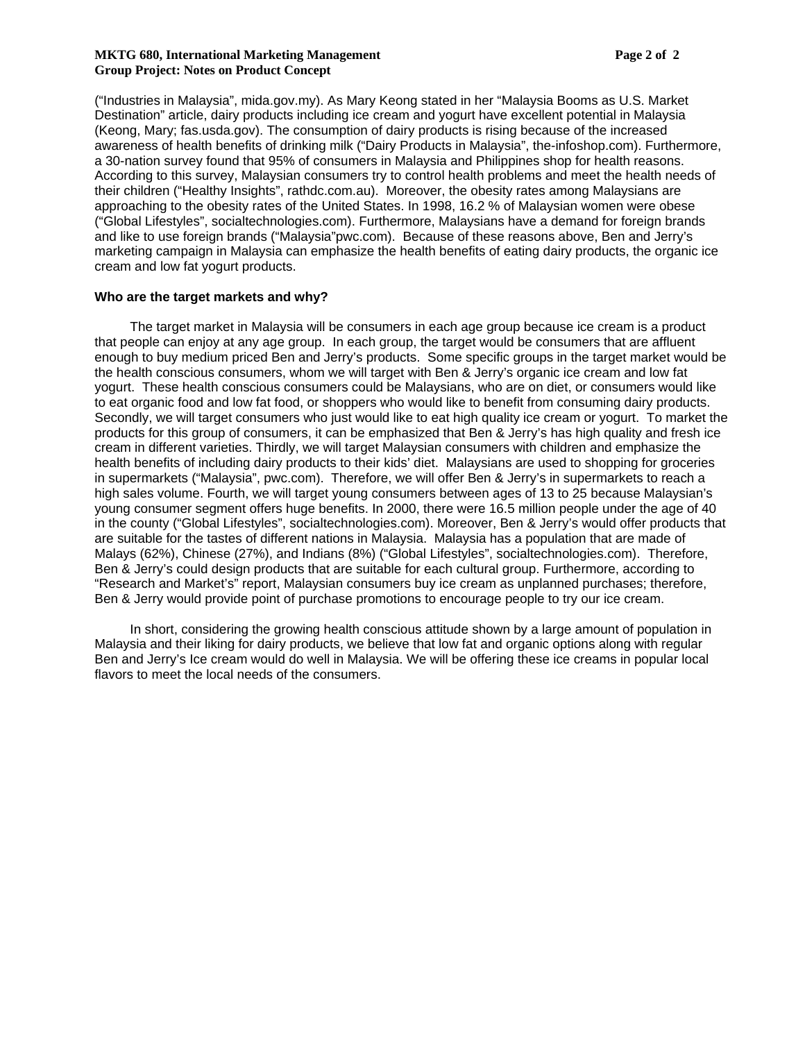("Industries in Malaysia", mida.gov.my). As Mary Keong stated in her "Malaysia Booms as U.S. Market Destination" article, dairy products including ice cream and yogurt have excellent potential in Malaysia (Keong, Mary; fas.usda.gov). The consumption of dairy products is rising because of the increased awareness of health benefits of drinking milk ("Dairy Products in Malaysia", the-infoshop.com). Furthermore, a 30-nation survey found that 95% of consumers in Malaysia and Philippines shop for health reasons. According to this survey, Malaysian consumers try to control health problems and meet the health needs of their children ("Healthy Insights", rathdc.com.au). Moreover, the obesity rates among Malaysians are approaching to the obesity rates of the United States. In 1998, 16.2 % of Malaysian women were obese ("Global Lifestyles", socialtechnologies.com). Furthermore, Malaysians have a demand for foreign brands and like to use foreign brands ("Malaysia"pwc.com). Because of these reasons above, Ben and Jerry's marketing campaign in Malaysia can emphasize the health benefits of eating dairy products, the organic ice cream and low fat yogurt products.

**Who are the target markets and why?**

The target market in Malaysia will be consumers in each age group because ice cream is a product that people can enjoy at any age group. In each group, the target would be consumers that are affluent enough to buy medium priced Ben and Jerry's products. Some specific groups in the target market would be the health conscious consumers, whom we will target with Ben & Jerry's organic ice cream and low fat yogurt. These health conscious consumers could be Malaysians, who are on diet, or consumers would like to eat organic food and low fat food, or shoppers who would like to benefit from consuming dairy products. Secondly, we will target consumers who just would like to eat high quality ice cream or yogurt. To market the products for this group of consumers, it can be emphasized that Ben & Jerry's has high quality and fresh ice cream in different varieties. Thirdly, we will target Malaysian consumers with children and emphasize the health benefits of including dairy products to their kids' diet. Malaysians are used to shopping for groceries in supermarkets ("Malaysia", pwc.com). Therefore, we will offer Ben & Jerry's in supermarkets to reach a high sales volume. Fourth, we will target young consumers between ages of 13 to 25 because Malaysian's young consumer segment offers huge benefits. In 2000, there were 16.5 million people under the age of 40 in the county ("Global Lifestyles", socialtechnologies.com). Moreover, Ben & Jerry's would offer products that are suitable for the tastes of different nations in Malaysia. Malaysia has a population that are made of Malays (62%), Chinese (27%), and Indians (8%) ("Global Lifestyles", socialtechnologies.com). Therefore, Ben & Jerry's could design products that are suitable for each cultural group. Furthermore, according to "Research and Market's" report, Malaysian consumers buy ice cream as unplanned purchases; therefore, Ben & Jerry would provide point of purchase promotions to encourage people to try our ice cream.

In short, considering the growing health conscious attitude shown by a large amount of population in Malaysia and their liking for dairy products, we believe that low fat and organic options along with regular Ben and Jerry's Ice cream would do well in Malaysia. We will be offering these ice creams in popular local flavors to meet the local needs of the consumers.